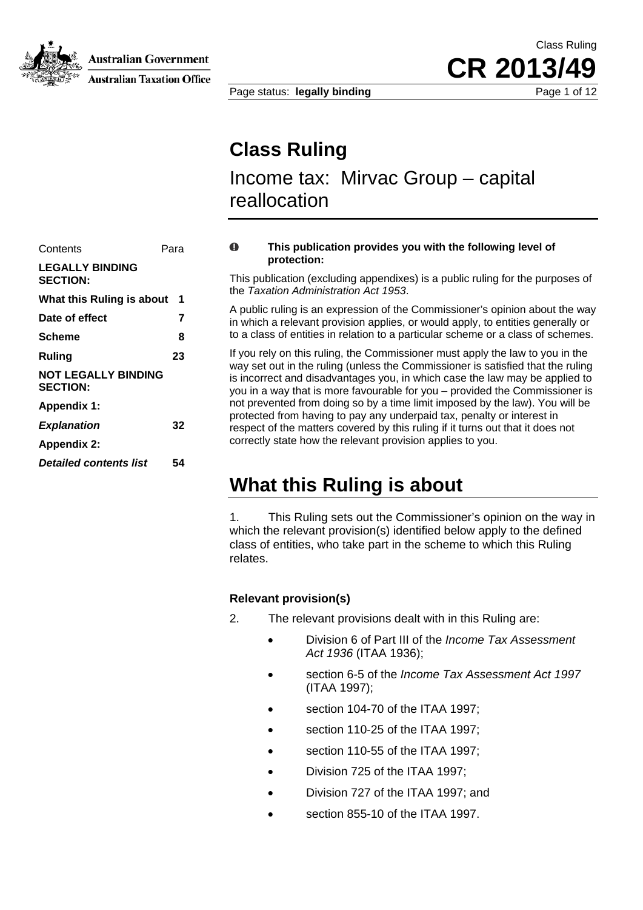# Class Ruling

## Income tax: Mirvac Group – capital reallocation

| Contents | Para |
|---|---|
| **LEGALLY BINDING SECTION:** | |
| **What this Ruling is about** | **1** |
| **Date of effect** | **7** |
| **Scheme** | **8** |
| **Ruling** | **23** |
| **NOT LEGALLY BINDING SECTION:** | |
| **Appendix 1:** | |
| ***Explanation*** | **32** |
| **Appendix 2:** | |
| ***Detailed contents list*** | **54** |

**This publication provides you with the following level of protection:**

This publication (excluding appendixes) is a public ruling for the purposes of the *Taxation Administration Act 1953*.

A public ruling is an expression of the Commissioner's opinion about the way in which a relevant provision applies, or would apply, to entities generally or to a class of entities in relation to a particular scheme or a class of schemes.

If you rely on this ruling, the Commissioner must apply the law to you in the way set out in the ruling (unless the Commissioner is satisfied that the ruling is incorrect and disadvantages you, in which case the law may be applied to you in a way that is more favourable for you – provided the Commissioner is not prevented from doing so by a time limit imposed by the law). You will be protected from having to pay any underpaid tax, penalty or interest in respect of the matters covered by this ruling if it turns out that it does not correctly state how the relevant provision applies to you.

# What this Ruling is about

1. This Ruling sets out the Commissioner's opinion on the way in which the relevant provision(s) identified below apply to the defined class of entities, who take part in the scheme to which this Ruling relates.

### Relevant provision(s)

2. The relevant provisions dealt with in this Ruling are:

- Division 6 of Part III of the *Income Tax Assessment Act 1936* (ITAA 1936);
- section 6-5 of the *Income Tax Assessment Act 1997* (ITAA 1997);
- section 104-70 of the ITAA 1997;
- section 110-25 of the ITAA 1997;
- section 110-55 of the ITAA 1997;
- Division 725 of the ITAA 1997;
- Division 727 of the ITAA 1997; and
- section 855-10 of the ITAA 1997.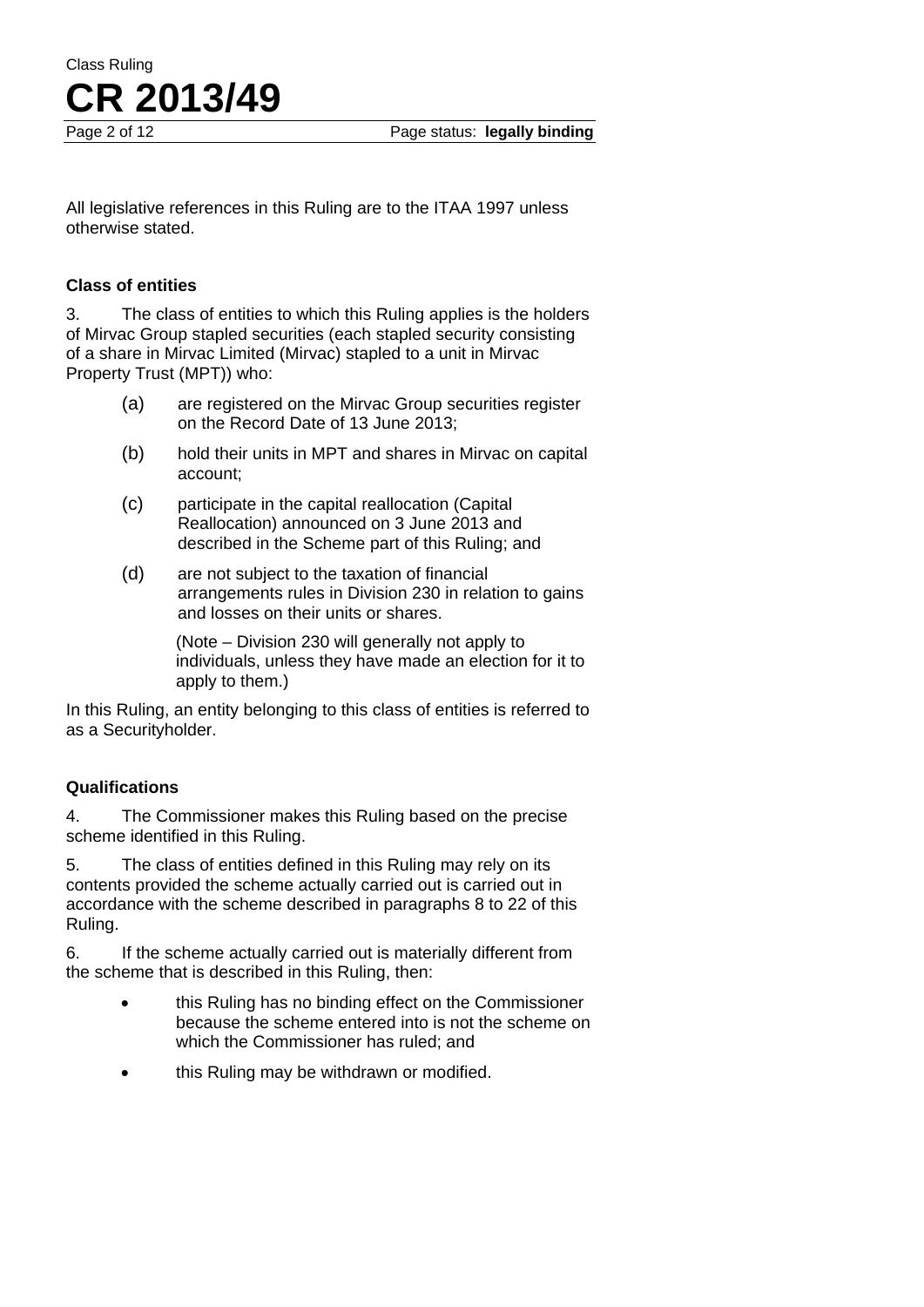All legislative references in this Ruling are to the ITAA 1997 unless otherwise stated.

### Class of entities

3. The class of entities to which this Ruling applies is the holders of Mirvac Group stapled securities (each stapled security consisting of a share in Mirvac Limited (Mirvac) stapled to a unit in Mirvac Property Trust (MPT)) who:

(a) are registered on the Mirvac Group securities register on the Record Date of 13 June 2013;

(b) hold their units in MPT and shares in Mirvac on capital account;

(c) participate in the capital reallocation (Capital Reallocation) announced on 3 June 2013 and described in the Scheme part of this Ruling; and

(d) are not subject to the taxation of financial arrangements rules in Division 230 in relation to gains and losses on their units or shares.

(Note – Division 230 will generally not apply to individuals, unless they have made an election for it to apply to them.)

In this Ruling, an entity belonging to this class of entities is referred to as a Securityholder.

### Qualifications

4. The Commissioner makes this Ruling based on the precise scheme identified in this Ruling.

5. The class of entities defined in this Ruling may rely on its contents provided the scheme actually carried out is carried out in accordance with the scheme described in paragraphs 8 to 22 of this Ruling.

6. If the scheme actually carried out is materially different from the scheme that is described in this Ruling, then:

- this Ruling has no binding effect on the Commissioner because the scheme entered into is not the scheme on which the Commissioner has ruled; and
- this Ruling may be withdrawn or modified.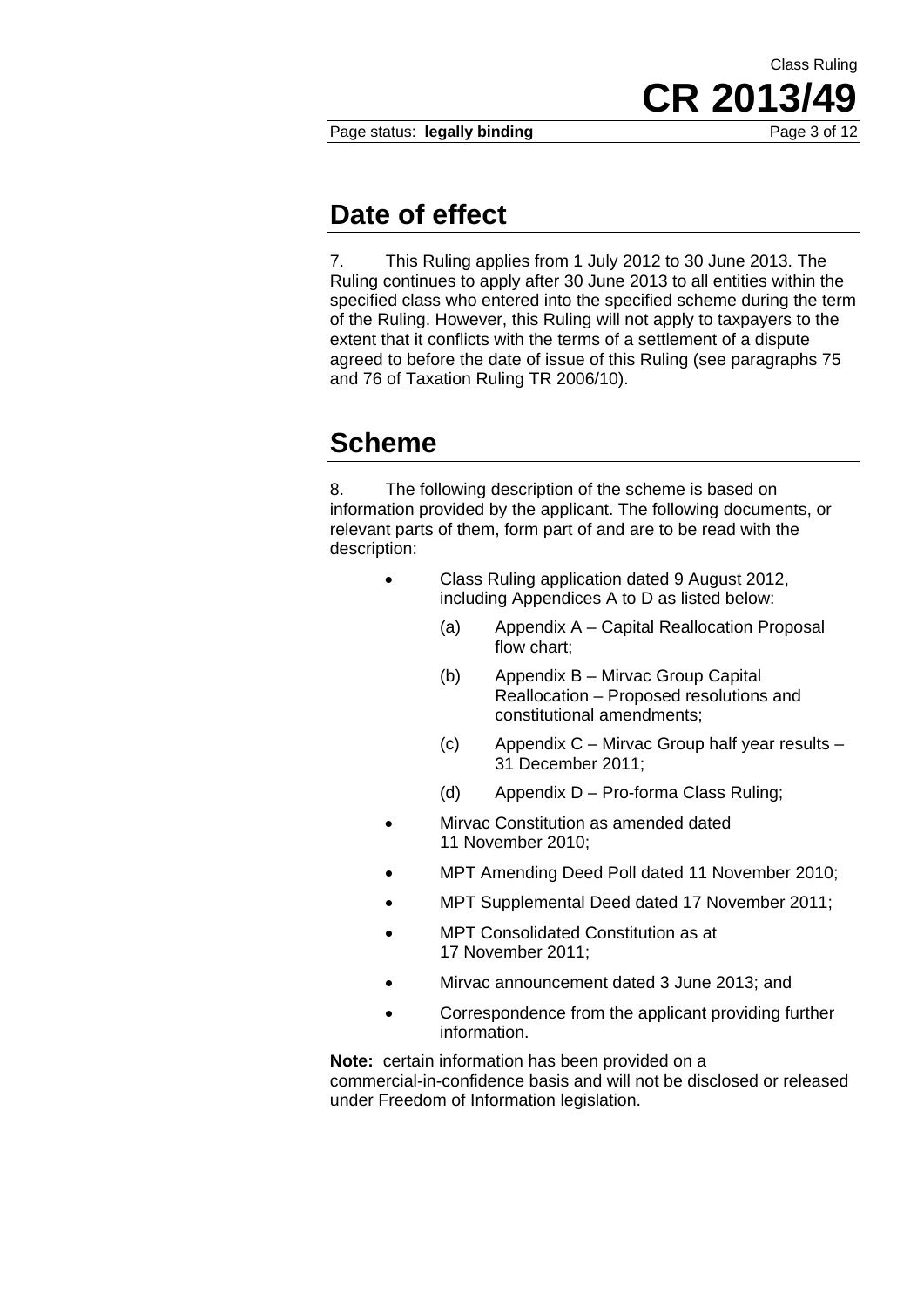## Date of effect

7. This Ruling applies from 1 July 2012 to 30 June 2013. The Ruling continues to apply after 30 June 2013 to all entities within the specified class who entered into the specified scheme during the term of the Ruling. However, this Ruling will not apply to taxpayers to the extent that it conflicts with the terms of a settlement of a dispute agreed to before the date of issue of this Ruling (see paragraphs 75 and 76 of Taxation Ruling TR 2006/10).

## Scheme

8. The following description of the scheme is based on information provided by the applicant. The following documents, or relevant parts of them, form part of and are to be read with the description:

- Class Ruling application dated 9 August 2012, including Appendices A to D as listed below:
  - (a) Appendix A – Capital Reallocation Proposal flow chart;
  - (b) Appendix B – Mirvac Group Capital Reallocation – Proposed resolutions and constitutional amendments;
  - (c) Appendix C – Mirvac Group half year results – 31 December 2011;
  - (d) Appendix D – Pro-forma Class Ruling;
- Mirvac Constitution as amended dated 11 November 2010;
- MPT Amending Deed Poll dated 11 November 2010;
- MPT Supplemental Deed dated 17 November 2011;
- MPT Consolidated Constitution as at 17 November 2011;
- Mirvac announcement dated 3 June 2013; and
- Correspondence from the applicant providing further information.

**Note:** certain information has been provided on a commercial-in-confidence basis and will not be disclosed or released under Freedom of Information legislation.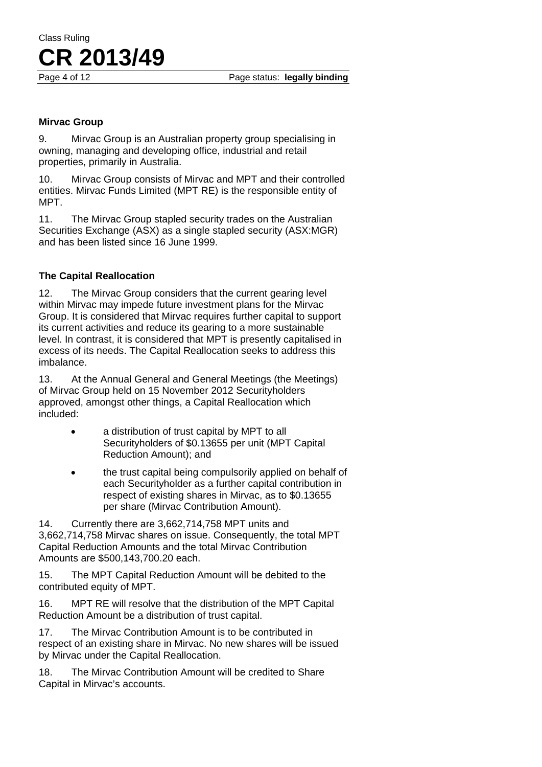### Mirvac Group

9. Mirvac Group is an Australian property group specialising in owning, managing and developing office, industrial and retail properties, primarily in Australia.

10. Mirvac Group consists of Mirvac and MPT and their controlled entities. Mirvac Funds Limited (MPT RE) is the responsible entity of MPT.

11. The Mirvac Group stapled security trades on the Australian Securities Exchange (ASX) as a single stapled security (ASX:MGR) and has been listed since 16 June 1999.

### The Capital Reallocation

12. The Mirvac Group considers that the current gearing level within Mirvac may impede future investment plans for the Mirvac Group. It is considered that Mirvac requires further capital to support its current activities and reduce its gearing to a more sustainable level. In contrast, it is considered that MPT is presently capitalised in excess of its needs. The Capital Reallocation seeks to address this imbalance.

13. At the Annual General and General Meetings (the Meetings) of Mirvac Group held on 15 November 2012 Securityholders approved, amongst other things, a Capital Reallocation which included:

- a distribution of trust capital by MPT to all Securityholders of $0.13655 per unit (MPT Capital Reduction Amount); and
- the trust capital being compulsorily applied on behalf of each Securityholder as a further capital contribution in respect of existing shares in Mirvac, as to $0.13655 per share (Mirvac Contribution Amount).

14. Currently there are 3,662,714,758 MPT units and 3,662,714,758 Mirvac shares on issue. Consequently, the total MPT Capital Reduction Amounts and the total Mirvac Contribution Amounts are $500,143,700.20 each.

15. The MPT Capital Reduction Amount will be debited to the contributed equity of MPT.

16. MPT RE will resolve that the distribution of the MPT Capital Reduction Amount be a distribution of trust capital.

17. The Mirvac Contribution Amount is to be contributed in respect of an existing share in Mirvac. No new shares will be issued by Mirvac under the Capital Reallocation.

18. The Mirvac Contribution Amount will be credited to Share Capital in Mirvac's accounts.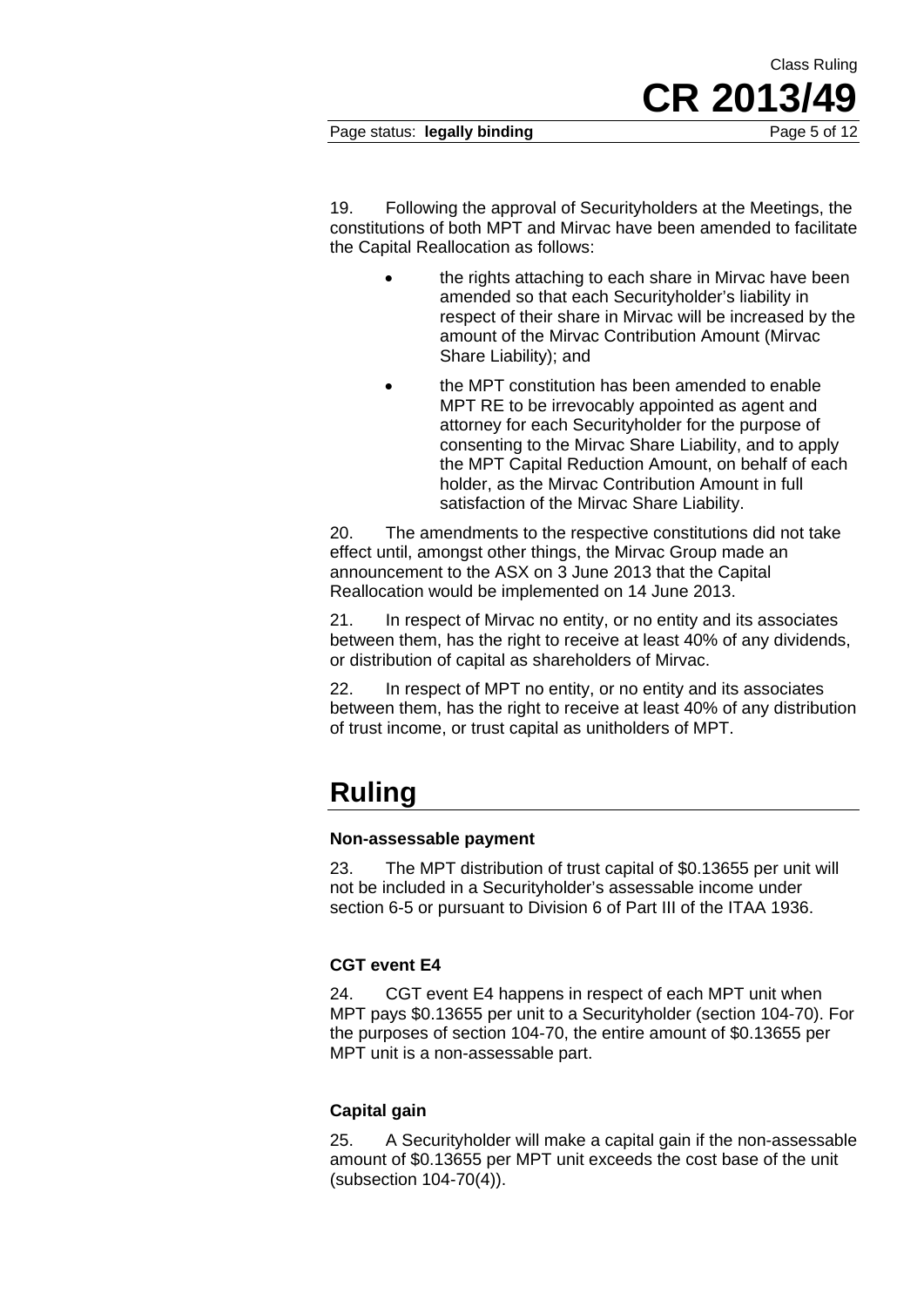19. Following the approval of Securityholders at the Meetings, the constitutions of both MPT and Mirvac have been amended to facilitate the Capital Reallocation as follows:

- the rights attaching to each share in Mirvac have been amended so that each Securityholder's liability in respect of their share in Mirvac will be increased by the amount of the Mirvac Contribution Amount (Mirvac Share Liability); and
- the MPT constitution has been amended to enable MPT RE to be irrevocably appointed as agent and attorney for each Securityholder for the purpose of consenting to the Mirvac Share Liability, and to apply the MPT Capital Reduction Amount, on behalf of each holder, as the Mirvac Contribution Amount in full satisfaction of the Mirvac Share Liability.

20. The amendments to the respective constitutions did not take effect until, amongst other things, the Mirvac Group made an announcement to the ASX on 3 June 2013 that the Capital Reallocation would be implemented on 14 June 2013.

21. In respect of Mirvac no entity, or no entity and its associates between them, has the right to receive at least 40% of any dividends, or distribution of capital as shareholders of Mirvac.

22. In respect of MPT no entity, or no entity and its associates between them, has the right to receive at least 40% of any distribution of trust income, or trust capital as unitholders of MPT.

# Ruling

### Non-assessable payment

23. The MPT distribution of trust capital of $0.13655 per unit will not be included in a Securityholder's assessable income under section 6-5 or pursuant to Division 6 of Part III of the ITAA 1936.

### CGT event E4

24. CGT event E4 happens in respect of each MPT unit when MPT pays $0.13655 per unit to a Securityholder (section 104-70). For the purposes of section 104-70, the entire amount of $0.13655 per MPT unit is a non-assessable part.

### Capital gain

25. A Securityholder will make a capital gain if the non-assessable amount of $0.13655 per MPT unit exceeds the cost base of the unit (subsection 104-70(4)).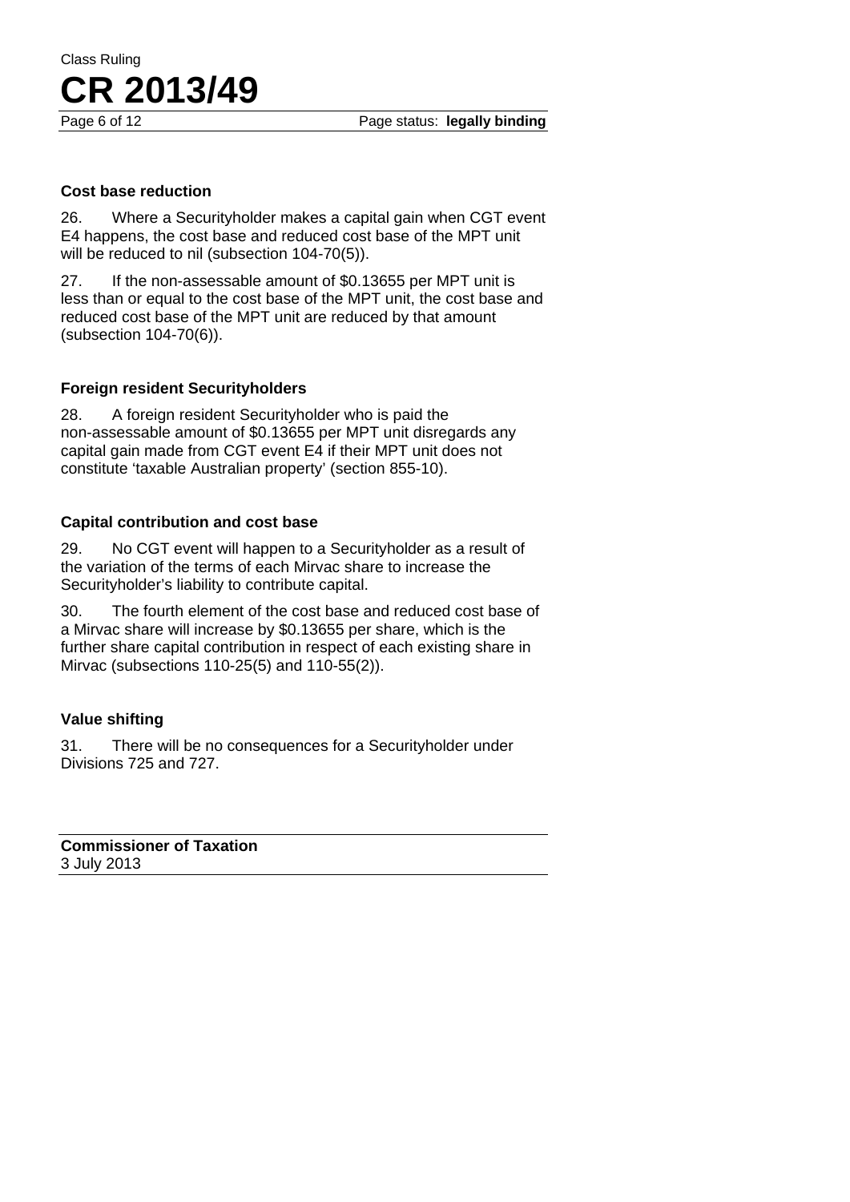### Cost base reduction

26. Where a Securityholder makes a capital gain when CGT event E4 happens, the cost base and reduced cost base of the MPT unit will be reduced to nil (subsection 104-70(5)).

27. If the non-assessable amount of $0.13655 per MPT unit is less than or equal to the cost base of the MPT unit, the cost base and reduced cost base of the MPT unit are reduced by that amount (subsection 104-70(6)).

### Foreign resident Securityholders

28. A foreign resident Securityholder who is paid the non-assessable amount of $0.13655 per MPT unit disregards any capital gain made from CGT event E4 if their MPT unit does not constitute 'taxable Australian property' (section 855-10).

### Capital contribution and cost base

29. No CGT event will happen to a Securityholder as a result of the variation of the terms of each Mirvac share to increase the Securityholder's liability to contribute capital.

30. The fourth element of the cost base and reduced cost base of a Mirvac share will increase by $0.13655 per share, which is the further share capital contribution in respect of each existing share in Mirvac (subsections 110-25(5) and 110-55(2)).

### Value shifting

31. There will be no consequences for a Securityholder under Divisions 725 and 727.

**Commissioner of Taxation**
3 July 2013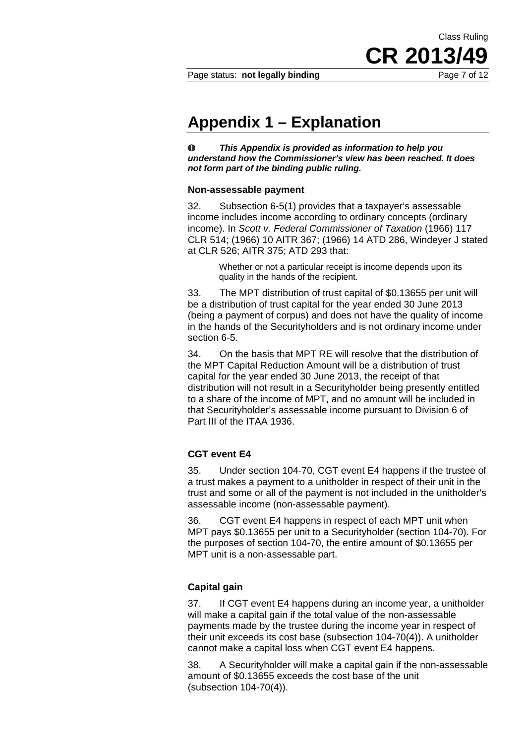# Appendix 1 – Explanation

***This Appendix is provided as information to help you understand how the Commissioner's view has been reached. It does not form part of the binding public ruling.***

### Non-assessable payment

32. Subsection 6-5(1) provides that a taxpayer's assessable income includes income according to ordinary concepts (ordinary income). In *Scott v. Federal Commissioner of Taxation* (1966) 117 CLR 514; (1966) 10 AITR 367; (1966) 14 ATD 286, Windeyer J stated at CLR 526; AITR 375; ATD 293 that:

> Whether or not a particular receipt is income depends upon its quality in the hands of the recipient.

33. The MPT distribution of trust capital of $0.13655 per unit will be a distribution of trust capital for the year ended 30 June 2013 (being a payment of corpus) and does not have the quality of income in the hands of the Securityholders and is not ordinary income under section 6-5.

34. On the basis that MPT RE will resolve that the distribution of the MPT Capital Reduction Amount will be a distribution of trust capital for the year ended 30 June 2013, the receipt of that distribution will not result in a Securityholder being presently entitled to a share of the income of MPT, and no amount will be included in that Securityholder's assessable income pursuant to Division 6 of Part III of the ITAA 1936.

### CGT event E4

35. Under section 104-70, CGT event E4 happens if the trustee of a trust makes a payment to a unitholder in respect of their unit in the trust and some or all of the payment is not included in the unitholder's assessable income (non-assessable payment).

36. CGT event E4 happens in respect of each MPT unit when MPT pays $0.13655 per unit to a Securityholder (section 104-70). For the purposes of section 104-70, the entire amount of $0.13655 per MPT unit is a non-assessable part.

### Capital gain

37. If CGT event E4 happens during an income year, a unitholder will make a capital gain if the total value of the non-assessable payments made by the trustee during the income year in respect of their unit exceeds its cost base (subsection 104-70(4)). A unitholder cannot make a capital loss when CGT event E4 happens.

38. A Securityholder will make a capital gain if the non-assessable amount of $0.13655 exceeds the cost base of the unit (subsection 104-70(4)).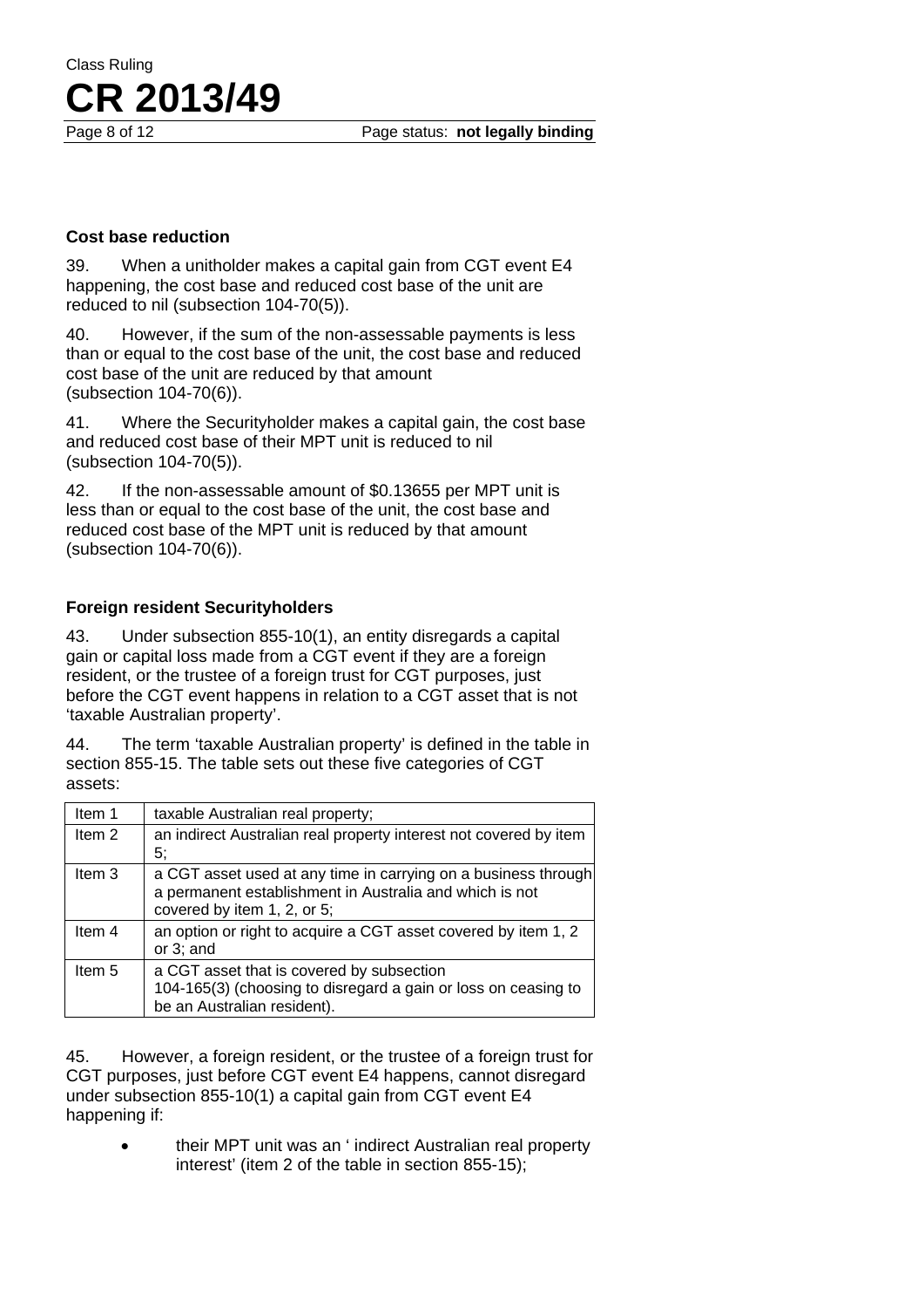### Cost base reduction

39. When a unitholder makes a capital gain from CGT event E4 happening, the cost base and reduced cost base of the unit are reduced to nil (subsection 104-70(5)).

40. However, if the sum of the non-assessable payments is less than or equal to the cost base of the unit, the cost base and reduced cost base of the unit are reduced by that amount (subsection 104-70(6)).

41. Where the Securityholder makes a capital gain, the cost base and reduced cost base of their MPT unit is reduced to nil (subsection 104-70(5)).

42. If the non-assessable amount of $0.13655 per MPT unit is less than or equal to the cost base of the unit, the cost base and reduced cost base of the MPT unit is reduced by that amount (subsection 104-70(6)).

### Foreign resident Securityholders

43. Under subsection 855-10(1), an entity disregards a capital gain or capital loss made from a CGT event if they are a foreign resident, or the trustee of a foreign trust for CGT purposes, just before the CGT event happens in relation to a CGT asset that is not 'taxable Australian property'.

44. The term 'taxable Australian property' is defined in the table in section 855-15. The table sets out these five categories of CGT assets:

| | |
|---|---|
| Item 1 | taxable Australian real property; |
| Item 2 | an indirect Australian real property interest not covered by item 5; |
| Item 3 | a CGT asset used at any time in carrying on a business through a permanent establishment in Australia and which is not covered by item 1, 2, or 5; |
| Item 4 | an option or right to acquire a CGT asset covered by item 1, 2 or 3; and |
| Item 5 | a CGT asset that is covered by subsection 104-165(3) (choosing to disregard a gain or loss on ceasing to be an Australian resident). |

45. However, a foreign resident, or the trustee of a foreign trust for CGT purposes, just before CGT event E4 happens, cannot disregard under subsection 855-10(1) a capital gain from CGT event E4 happening if:

- their MPT unit was an ' indirect Australian real property interest' (item 2 of the table in section 855-15);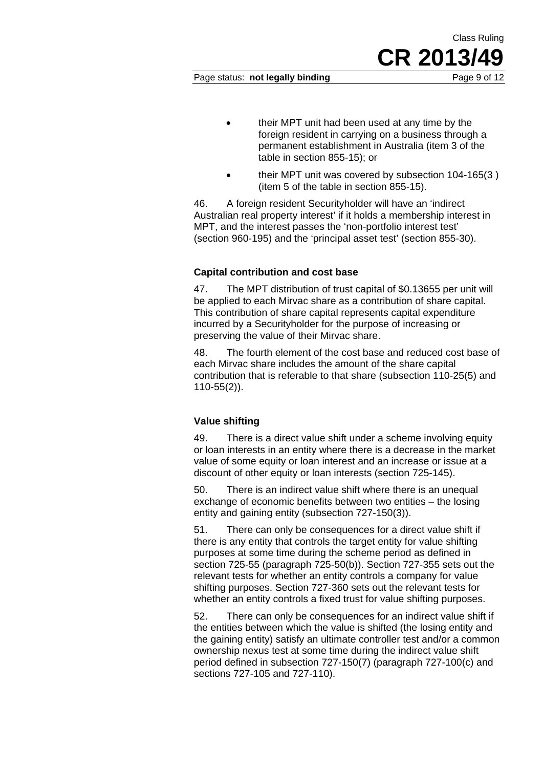- their MPT unit had been used at any time by the foreign resident in carrying on a business through a permanent establishment in Australia (item 3 of the table in section 855-15); or
- their MPT unit was covered by subsection 104-165(3 ) (item 5 of the table in section 855-15).

46. A foreign resident Securityholder will have an 'indirect Australian real property interest' if it holds a membership interest in MPT, and the interest passes the 'non-portfolio interest test' (section 960-195) and the 'principal asset test' (section 855-30).

**Capital contribution and cost base**

47. The MPT distribution of trust capital of $0.13655 per unit will be applied to each Mirvac share as a contribution of share capital. This contribution of share capital represents capital expenditure incurred by a Securityholder for the purpose of increasing or preserving the value of their Mirvac share.

48. The fourth element of the cost base and reduced cost base of each Mirvac share includes the amount of the share capital contribution that is referable to that share (subsection 110-25(5) and 110-55(2)).

**Value shifting**

49. There is a direct value shift under a scheme involving equity or loan interests in an entity where there is a decrease in the market value of some equity or loan interest and an increase or issue at a discount of other equity or loan interests (section 725-145).

50. There is an indirect value shift where there is an unequal exchange of economic benefits between two entities – the losing entity and gaining entity (subsection 727-150(3)).

51. There can only be consequences for a direct value shift if there is any entity that controls the target entity for value shifting purposes at some time during the scheme period as defined in section 725-55 (paragraph 725-50(b)). Section 727-355 sets out the relevant tests for whether an entity controls a company for value shifting purposes. Section 727-360 sets out the relevant tests for whether an entity controls a fixed trust for value shifting purposes.

52. There can only be consequences for an indirect value shift if the entities between which the value is shifted (the losing entity and the gaining entity) satisfy an ultimate controller test and/or a common ownership nexus test at some time during the indirect value shift period defined in subsection 727-150(7) (paragraph 727-100(c) and sections 727-105 and 727-110).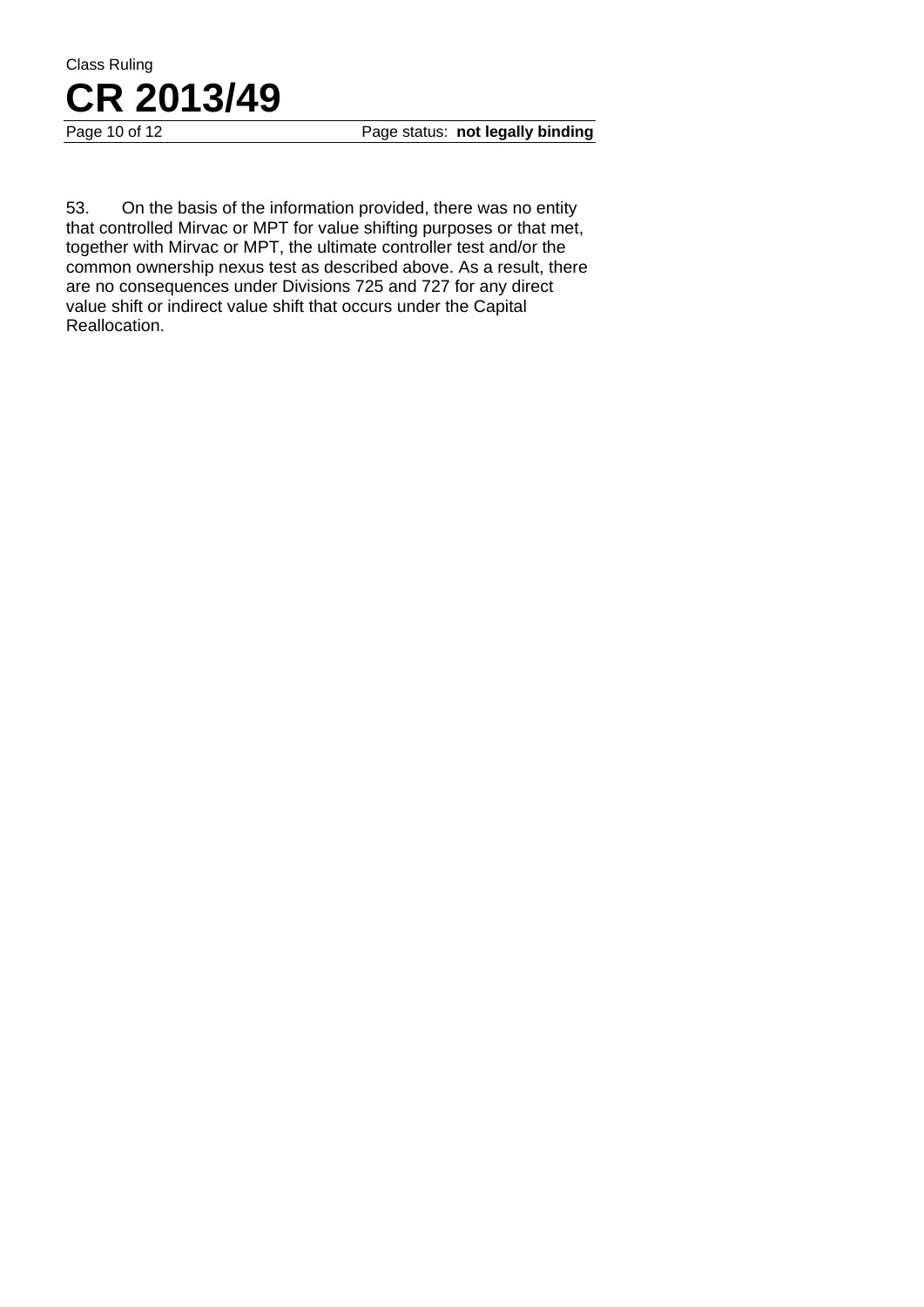53. On the basis of the information provided, there was no entity that controlled Mirvac or MPT for value shifting purposes or that met, together with Mirvac or MPT, the ultimate controller test and/or the common ownership nexus test as described above. As a result, there are no consequences under Divisions 725 and 727 for any direct value shift or indirect value shift that occurs under the Capital Reallocation.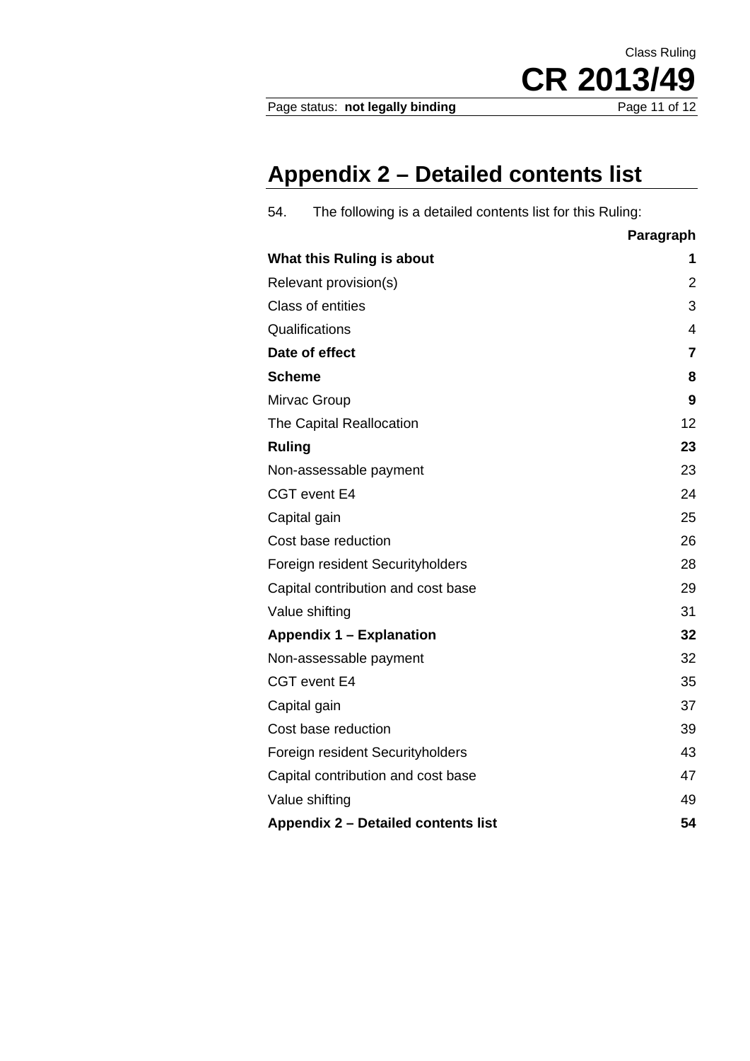# Appendix 2 – Detailed contents list

54. The following is a detailed contents list for this Ruling:

| | Paragraph |
|---|---|
| **What this Ruling is about** | **1** |
| Relevant provision(s) | 2 |
| Class of entities | 3 |
| Qualifications | 4 |
| **Date of effect** | **7** |
| **Scheme** | **8** |
| Mirvac Group | **9** |
| The Capital Reallocation | 12 |
| **Ruling** | **23** |
| Non-assessable payment | 23 |
| CGT event E4 | 24 |
| Capital gain | 25 |
| Cost base reduction | 26 |
| Foreign resident Securityholders | 28 |
| Capital contribution and cost base | 29 |
| Value shifting | 31 |
| **Appendix 1 – Explanation** | **32** |
| Non-assessable payment | 32 |
| CGT event E4 | 35 |
| Capital gain | 37 |
| Cost base reduction | 39 |
| Foreign resident Securityholders | 43 |
| Capital contribution and cost base | 47 |
| Value shifting | 49 |
| **Appendix 2 – Detailed contents list** | **54** |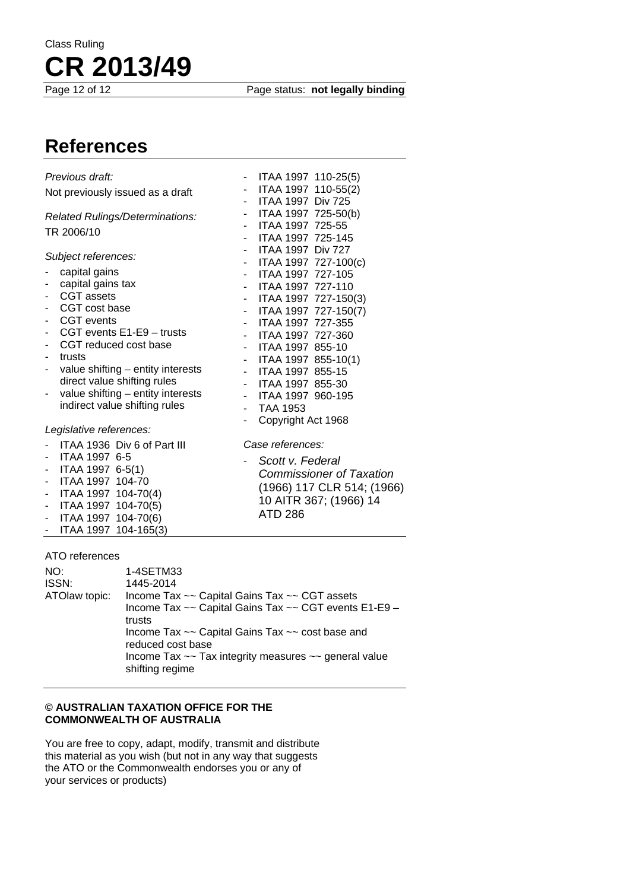## References

*Previous draft:*

Not previously issued as a draft

*Related Rulings/Determinations:*

TR 2006/10

*Subject references:*

- capital gains
- capital gains tax
- CGT assets
- CGT cost base
- CGT events
- CGT events E1-E9 – trusts
- CGT reduced cost base
- trusts
- value shifting – entity interests direct value shifting rules
- value shifting – entity interests indirect value shifting rules

*Legislative references:*

- ITAA 1936 Div 6 of Part III
- ITAA 1997 6-5
- ITAA 1997 6-5(1)
- ITAA 1997 104-70
- ITAA 1997 104-70(4)
- ITAA 1997 104-70(5)
- ITAA 1997 104-70(6)
- ITAA 1997 104-165(3)
- ITAA 1997 110-25(5)
- ITAA 1997 110-55(2)
- ITAA 1997 Div 725
- ITAA 1997 725-50(b)
- ITAA 1997 725-55
- ITAA 1997 725-145
- ITAA 1997 Div 727
- ITAA 1997 727-100(c)
- ITAA 1997 727-105
- ITAA 1997 727-110
- ITAA 1997 727-150(3)
- ITAA 1997 727-150(7)
- ITAA 1997 727-355
- ITAA 1997 727-360
- ITAA 1997 855-10
- ITAA 1997 855-10(1)
- ITAA 1997 855-15
- ITAA 1997 855-30
- ITAA 1997 960-195
- TAA 1953
- Copyright Act 1968

*Case references:*

- *Scott v. Federal Commissioner of Taxation* (1966) 117 CLR 514; (1966) 10 AITR 367; (1966) 14 ATD 286

ATO references

| | |
|---|---|
| NO: | 1-4SETM33 |
| ISSN: | 1445-2014 |
| ATOlaw topic: | Income Tax ~~ Capital Gains Tax ~~ CGT assets<br>Income Tax ~~ Capital Gains Tax ~~ CGT events E1-E9 – trusts<br>Income Tax ~~ Capital Gains Tax ~~ cost base and reduced cost base<br>Income Tax ~~ Tax integrity measures ~~ general value shifting regime |

**© AUSTRALIAN TAXATION OFFICE FOR THE COMMONWEALTH OF AUSTRALIA**

You are free to copy, adapt, modify, transmit and distribute this material as you wish (but not in any way that suggests the ATO or the Commonwealth endorses you or any of your services or products)